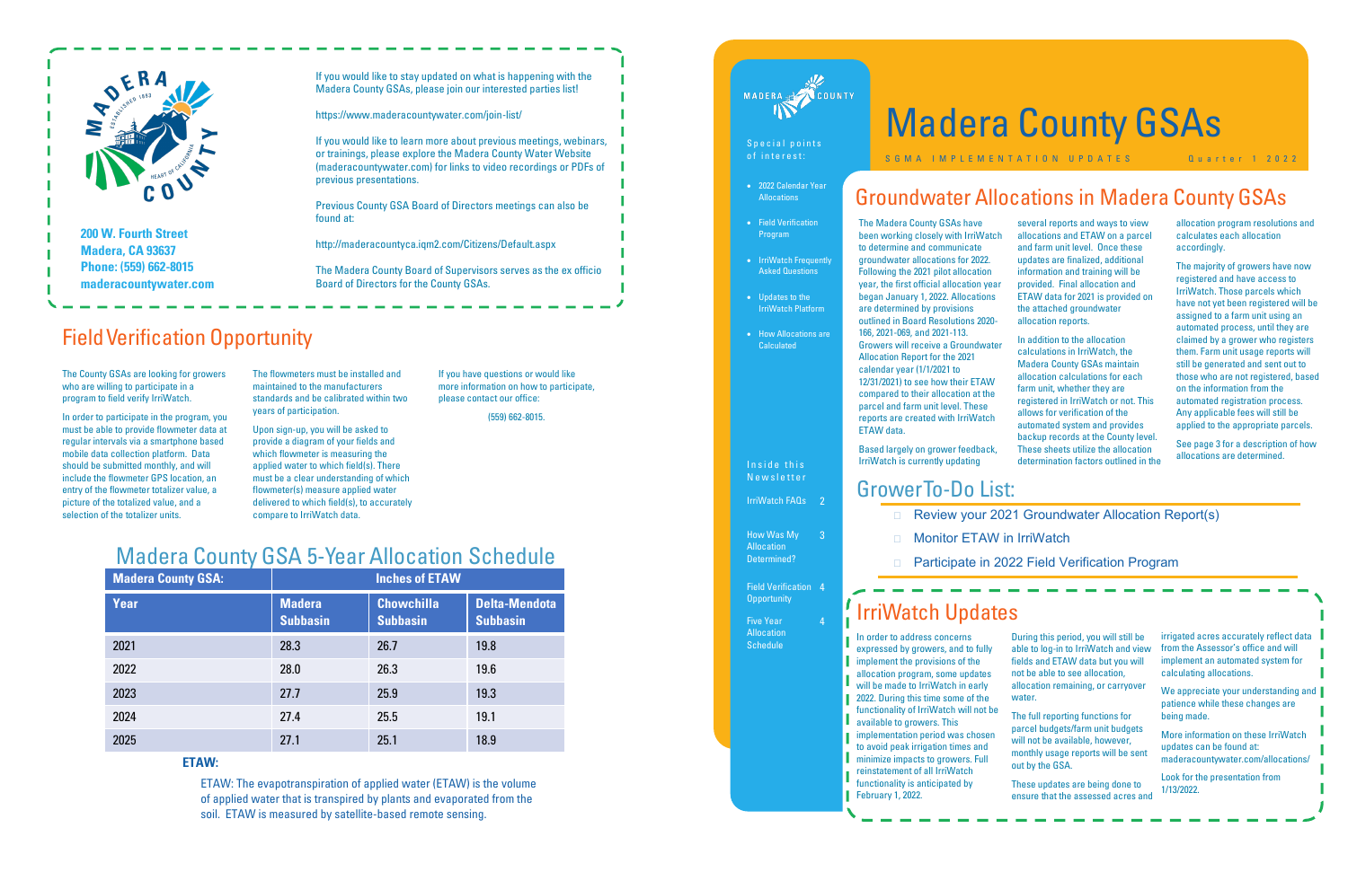# Madera County GSAs

SGMA IMPLEMENTATION UPDATES — Quarter 1 2022

**Special points of interest:**

- 2022 Calendar Year Allocations
- Field Verification Program
- IrriWatch Frequently Asked Questions
- Updates to the IrriWatch Platform
- How Allocations are Calculated

**Inside this Newsletter**

| | |
|---|---|
| IrriWatch FAQs | 2 |
| How Was My Allocation Determined? | 3 |
| Field Verification Opportunity | 4 |
| Five Year Allocation Schedule | 4 |

## Groundwater Allocations in Madera County GSAs

The Madera County GSAs have been working closely with IrriWatch to determine and communicate groundwater allocations for 2022. Following the 2021 pilot allocation year, the first official allocation year began January 1, 2022. Allocations are determined by provisions outlined in Board Resolutions 2020-166, 2021-069, and 2021-113. Growers will receive a Groundwater Allocation Report for the 2021 calendar year (1/1/2021 to 12/31/2021) to see how their ETAW compared to their allocation at the parcel and farm unit level. These reports are created with IrriWatch ETAW data.

Based largely on grower feedback, IrriWatch is currently updating several reports and ways to view allocations and ETAW on a parcel and farm unit level. Once these updates are finalized, additional information and training will be provided. Final allocation and ETAW data for 2021 is provided on the attached groundwater allocation reports.

In addition to the allocation calculations in IrriWatch, the Madera County GSAs maintain allocation calculations for each farm unit, whether they are registered in IrriWatch or not. This allows for verification of the automated system and provides backup records at the County level. These sheets utilize the allocation determination factors outlined in the allocation program resolutions and calculates each allocation accordingly.

The majority of growers have now registered and have access to IrriWatch. Those parcels which have not yet been registered will be assigned to a farm unit using an automated process, until they are claimed by a grower who registers them. Farm unit usage reports will still be generated and sent out to those who are not registered, based on the information from the automated registration process. Any applicable fees will still be applied to the appropriate parcels.

See page 3 for a description of how allocations are determined.

## Grower To-Do List:

- Review your 2021 Groundwater Allocation Report(s)
- Monitor ETAW in IrriWatch
- Participate in 2022 Field Verification Program

## IrriWatch Updates

In order to address concerns expressed by growers, and to fully implement the provisions of the allocation program, some updates will be made to IrriWatch in early 2022. During this time some of the functionality of IrriWatch will not be available to growers. This implementation period was chosen to avoid peak irrigation times and minimize impacts to growers. Full reinstatement of all IrriWatch functionality is anticipated by February 1, 2022.

During this period, you will still be able to log-in to IrriWatch and view fields and ETAW data but you will not be able to see allocation, allocation remaining, or carryover water.

The full reporting functions for parcel budgets/farm unit budgets will not be available, however, monthly usage reports will be sent out by the GSA.

These updates are being done to ensure that the assessed acres and irrigated acres accurately reflect data from the Assessor's office and will implement an automated system for calculating allocations.

We appreciate your understanding and patience while these changes are being made.

More information on these IrriWatch updates can be found at: maderacountywater.com/allocations/

Look for the presentation from 1/13/2022.

---

**200 W. Fourth Street**
**Madera, CA 93637**
**Phone: (559) 662-8015**
**maderacountywater.com**

If you would like to stay updated on what is happening with the Madera County GSAs, please join our interested parties list!

https://www.maderacountywater.com/join-list/

If you would like to learn more about previous meetings, webinars, or trainings, please explore the Madera County Water Website (maderacountywater.com) for links to video recordings or PDFs of previous presentations.

Previous County GSA Board of Directors meetings can also be found at:

http://maderacountyca.iqm2.com/Citizens/Default.aspx

The Madera County Board of Supervisors serves as the ex officio Board of Directors for the County GSAs.

## Field Verification Opportunity

The County GSAs are looking for growers who are willing to participate in a program to field verify IrriWatch.

In order to participate in the program, you must be able to provide flowmeter data at regular intervals via a smartphone based mobile data collection platform. Data should be submitted monthly, and will include the flowmeter GPS location, an entry of the flowmeter totalizer value, a picture of the totalized value, and a selection of the totalizer units.

The flowmeters must be installed and maintained to the manufacturers standards and be calibrated within two years of participation.

Upon sign-up, you will be asked to provide a diagram of your fields and which flowmeter is measuring the applied water to which field(s). There must be a clear understanding of which flowmeter(s) measure applied water delivered to which field(s), to accurately compare to IrriWatch data.

If you have questions or would like more information on how to participate, please contact our office:

(559) 662-8015.

## Madera County GSA 5-Year Allocation Schedule

| Madera County GSA: | Inches of ETAW | | |
|---|---|---|---|
| **Year** | **Madera Subbasin** | **Chowchilla Subbasin** | **Delta-Mendota Subbasin** |
| 2021 | 28.3 | 26.7 | 19.8 |
| 2022 | 28.0 | 26.3 | 19.6 |
| 2023 | 27.7 | 25.9 | 19.3 |
| 2024 | 27.4 | 25.5 | 19.1 |
| 2025 | 27.1 | 25.1 | 18.9 |

**ETAW:**

ETAW: The evapotranspiration of applied water (ETAW) is the volume of applied water that is transpired by plants and evaporated from the soil. ETAW is measured by satellite-based remote sensing.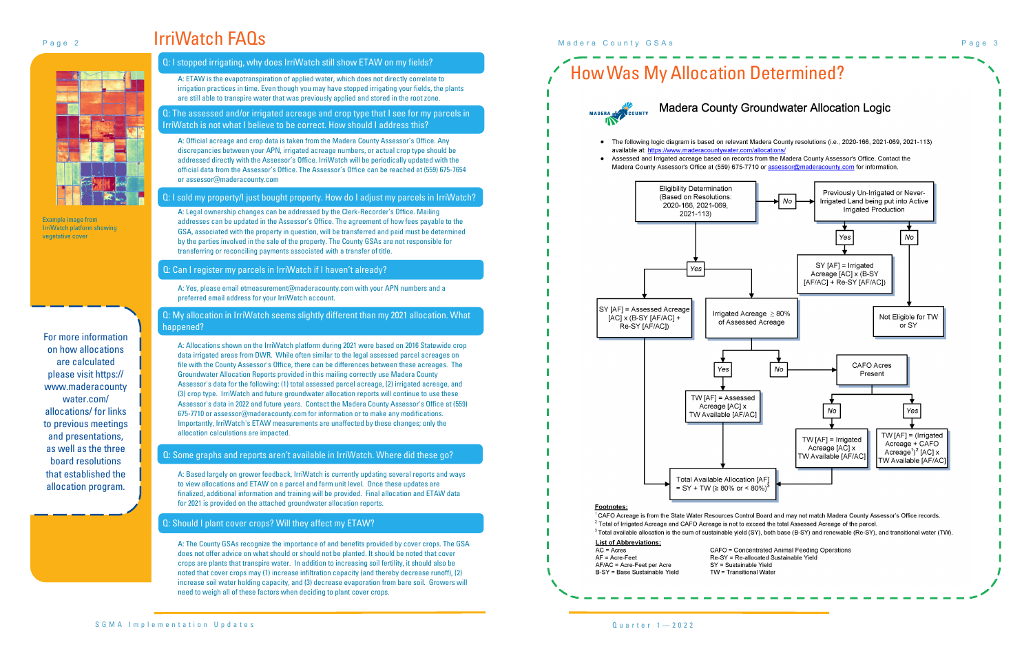# IrriWatch FAQs

Example image from IrriWatch platform showing vegetative cover

For more information on how allocations are calculated please visit https://www.maderacountywater.com/allocations/ for links to previous meetings and presentations, as well as the three board resolutions that established the allocation program.

## Q: I stopped irrigating, why does IrriWatch still show ETAW on my fields?

A: ETAW is the evapotranspiration of applied water, which does not directly correlate to irrigation practices in time. Even though you may have stopped irrigating your fields, the plants are still able to transpire water that was previously applied and stored in the root zone.

## Q: The assessed and/or irrigated acreage and crop type that I see for my parcels in IrriWatch is not what I believe to be correct. How should I address this?

A: Official acreage and crop data is taken from the Madera County Assessor's Office. Any discrepancies between your APN, irrigated acreage numbers, or actual crop type should be addressed directly with the Assessor's Office. IrriWatch will be periodically updated with the official data from the Assessor's Office. The Assessor's Office can be reached at (559) 675-7654 or assessor@maderacounty.com

## Q: I sold my property/I just bought property. How do I adjust my parcels in IrriWatch?

A: Legal ownership changes can be addressed by the Clerk-Recorder's Office. Mailing addresses can be updated in the Assessor's Office. The agreement of how fees payable to the GSA, associated with the property in question, will be transferred and paid must be determined by the parties involved in the sale of the property. The County GSAs are not responsible for transferring or reconciling payments associated with a transfer of title.

## Q: Can I register my parcels in IrriWatch if I haven't already?

A: Yes, please email etmeasurement@maderacounty.com with your APN numbers and a preferred email address for your IrriWatch account.

## Q: My allocation in IrriWatch seems slightly different than my 2021 allocation. What happened?

A: Allocations shown on the IrriWatch platform during 2021 were based on 2016 Statewide crop data irrigated areas from DWR. While often similar to the legal assessed parcel acreages on file with the County Assessor's Office, there can be differences between these acreages. The Groundwater Allocation Reports provided in this mailing correctly use Madera County Assessor's data for the following: (1) total assessed parcel acreage, (2) irrigated acreage, and (3) crop type. IrriWatch and future groundwater allocation reports will continue to use these Assessor's data in 2022 and future years. Contact the Madera County Assessor's Office at (559) 675-7710 or assessor@maderacounty.com for information or to make any modifications. Importantly, IrriWatch's ETAW measurements are unaffected by these changes; only the allocation calculations are impacted.

## Q: Some graphs and reports aren't available in IrriWatch. Where did these go?

A: Based largely on grower feedback, IrriWatch is currently updating several reports and ways to view allocations and ETAW on a parcel and farm unit level. Once these updates are finalized, additional information and training will be provided. Final allocation and ETAW data for 2021 is provided on the attached groundwater allocation reports.

## Q: Should I plant cover crops? Will they affect my ETAW?

A: The County GSAs recognize the importance of and benefits provided by cover crops. The GSA does not offer advice on what should or should not be planted. It should be noted that cover crops are plants that transpire water. In addition to increasing soil fertility, it should also be noted that cover crops may (1) increase infiltration capacity (and thereby decrease runoff), (2) increase soil water holding capacity, and (3) decrease evaporation from bare soil. Growers will need to weigh all of these factors when deciding to plant cover crops.

# How Was My Allocation Determined?

## Madera County Groundwater Allocation Logic

- The following logic diagram is based on relevant Madera County resolutions (i.e., 2020-166, 2021-069, 2021-113) available at: https://www.maderacountywater.com/allocations/
- Assessed and Irrigated acreage based on records from the Madera County Assessor's Office. Contact the Madera County Assessor's Office at (559) 675-7710 or assessor@maderacounty.com for information.

Eligibility Determination (Based on Resolutions: 2020-166, 2021-069, 2021-113)

No

Previously Un-Irrigated or Never-Irrigated Land being put into Active Irrigated Production

Yes

No

SY [AF] = Irrigated Acreage [AC] x (B-SY [AF/AC] + Re-SY [AF/AC])

Not Eligible for TW or SY

Yes

SY [AF] = Assessed Acreage [AC] x (B-SY [AF/AC] + Re-SY [AF/AC])

Irrigated Acreage ≥ 80% of Assessed Acreage

Yes

No

CAFO Acres Present

TW [AF] = Assessed Acreage [AC] x TW Available [AF/AC]

No

Yes

TW [AF] = Irrigated Acreage [AC] x TW Available [AF/AC]

TW [AF] = (Irrigated Acreage + CAFO Acreage[1])[2] [AC] x TW Available [AF/AC]

Total Available Allocation [AF] = SY + TW (≥ 80% or < 80%)[3]

**Footnotes:**

[1] CAFO Acreage is from the State Water Resources Control Board and may not match Madera County Assessor's Office records.

[2] Total of Irrigated Acreage and CAFO Acreage is not to exceed the total Assessed Acreage of the parcel.

[3] Total available allocation is the sum of sustainable yield (SY), both base (B-SY) and renewable (Re-SY), and transitional water (TW).

**List of Abbreviations:**

AC = Acres
AF = Acre-Feet
AF/AC = Acre-Feet per Acre
B-SY = Base Sustainable Yield
CAFO = Concentrated Animal Feeding Operations
Re-SY = Re-allocated Sustainable Yield
SY = Sustainable Yield
TW = Transitional Water